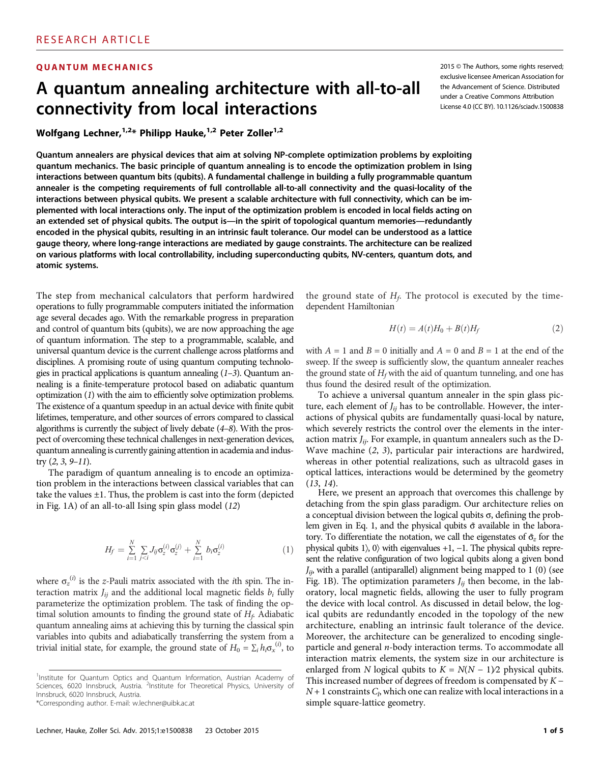RESEARCH ARTICLE

QUANTUM MECHANICS

# A quantum annealing architecture with all-to-all connectivity from local interactions

2015 © The Authors, some rights reserved; exclusive licensee American Association for the Advancement of Science. Distributed under a Creative Commons Attribution License 4.0 (CC BY). 10.1126/sciadv.1500838

**Wolfgang Lechner,[1,2]* Philipp Hauke,[1,2] Peter Zoller[1,2]**

**Quantum annealers are physical devices that aim at solving NP-complete optimization problems by exploiting quantum mechanics. The basic principle of quantum annealing is to encode the optimization problem in Ising interactions between quantum bits (qubits). A fundamental challenge in building a fully programmable quantum annealer is the competing requirements of full controllable all-to-all connectivity and the quasi-locality of the interactions between physical qubits. We present a scalable architecture with full connectivity, which can be implemented with local interactions only. The input of the optimization problem is encoded in local fields acting on an extended set of physical qubits. The output is—in the spirit of topological quantum memories—redundantly encoded in the physical qubits, resulting in an intrinsic fault tolerance. Our model can be understood as a lattice gauge theory, where long-range interactions are mediated by gauge constraints. The architecture can be realized on various platforms with local controllability, including superconducting qubits, NV-centers, quantum dots, and atomic systems.**

The step from mechanical calculators that perform hardwired operations to fully programmable computers initiated the information age several decades ago. With the remarkable progress in preparation and control of quantum bits (qubits), we are now approaching the age of quantum information. The step to a programmable, scalable, and universal quantum device is the current challenge across platforms and disciplines. A promising route of using quantum computing technologies in practical applications is quantum annealing (*1*–*3*). Quantum annealing is a finite-temperature protocol based on adiabatic quantum optimization (*1*) with the aim to efficiently solve optimization problems. The existence of a quantum speedup in an actual device with finite qubit lifetimes, temperature, and other sources of errors compared to classical algorithms is currently the subject of lively debate (*4*–*8*). With the prospect of overcoming these technical challenges in next-generation devices, quantum annealing is currently gaining attention in academia and industry (*2*, *3*, *9*–*11*).

The paradigm of quantum annealing is to encode an optimization problem in the interactions between classical variables that can take the values ±1. Thus, the problem is cast into the form (depicted in Fig. 1A) of an all-to-all Ising spin glass model (*12*)

$$H_f = \sum_{i=1}^{N} \sum_{j<i} J_{ij}\sigma_z^{(i)}\sigma_z^{(j)} + \sum_{i=1}^{N} b_i\sigma_z^{(i)} \tag{1}$$

where $\sigma_z^{(i)}$ is the *z*-Pauli matrix associated with the *i*th spin. The interaction matrix $J_{ij}$ and the additional local magnetic fields $b_i$ fully parameterize the optimization problem. The task of finding the optimal solution amounts to finding the ground state of $H_f$. Adiabatic quantum annealing aims at achieving this by turning the classical spin variables into qubits and adiabatically transferring the system from a trivial initial state, for example, the ground state of $H_0 = \sum_i h_i\sigma_x^{(i)}$, to the ground state of $H_f$. The protocol is executed by the time-dependent Hamiltonian

$$H(t) = A(t)H_0 + B(t)H_f \tag{2}$$

with $A = 1$ and $B = 0$ initially and $A = 0$ and $B = 1$ at the end of the sweep. If the sweep is sufficiently slow, the quantum annealer reaches the ground state of $H_f$ with the aid of quantum tunneling, and one has thus found the desired result of the optimization.

To achieve a universal quantum annealer in the spin glass picture, each element of $J_{ij}$ has to be controllable. However, the interactions of physical qubits are fundamentally quasi-local by nature, which severely restricts the control over the elements in the interaction matrix $J_{ij}$. For example, in quantum annealers such as the D-Wave machine (*2*, *3*), particular pair interactions are hardwired, whereas in other potential realizations, such as ultracold gases in optical lattices, interactions would be determined by the geometry (*13*, *14*).

Here, we present an approach that overcomes this challenge by detaching from the spin glass paradigm. Our architecture relies on a conceptual division between the logical qubits σ, defining the problem given in Eq. 1, and the physical qubits $\tilde{\sigma}$ available in the laboratory. To differentiate the notation, we call the eigenstates of $\tilde{\sigma}_z$ for the physical qubits $|1\rangle$, $|0\rangle$ with eigenvalues +1, −1. The physical qubits represent the relative configuration of two logical qubits along a given bond $J_{ij}$, with a parallel (antiparallel) alignment being mapped to 1 (0) (see Fig. 1B). The optimization parameters $J_{ij}$ then become, in the laboratory, local magnetic fields, allowing the user to fully program the device with local control. As discussed in detail below, the logical qubits are redundantly encoded in the topology of the new architecture, enabling an intrinsic fault tolerance of the device. Moreover, the architecture can be generalized to encoding single-particle and general *n*-body interaction terms. To accommodate all interaction matrix elements, the system size in our architecture is enlarged from $N$ logical qubits to $K = N(N-1)/2$ physical qubits. This increased number of degrees of freedom is compensated by $K - N + 1$ constraints $C_l$, which one can realize with local interactions in a simple square-lattice geometry.

[1]Institute for Quantum Optics and Quantum Information, Austrian Academy of Sciences, 6020 Innsbruck, Austria. [2]Institute for Theoretical Physics, University of Innsbruck, 6020 Innsbruck, Austria.
*Corresponding author. E-mail: w.lechner@uibk.ac.at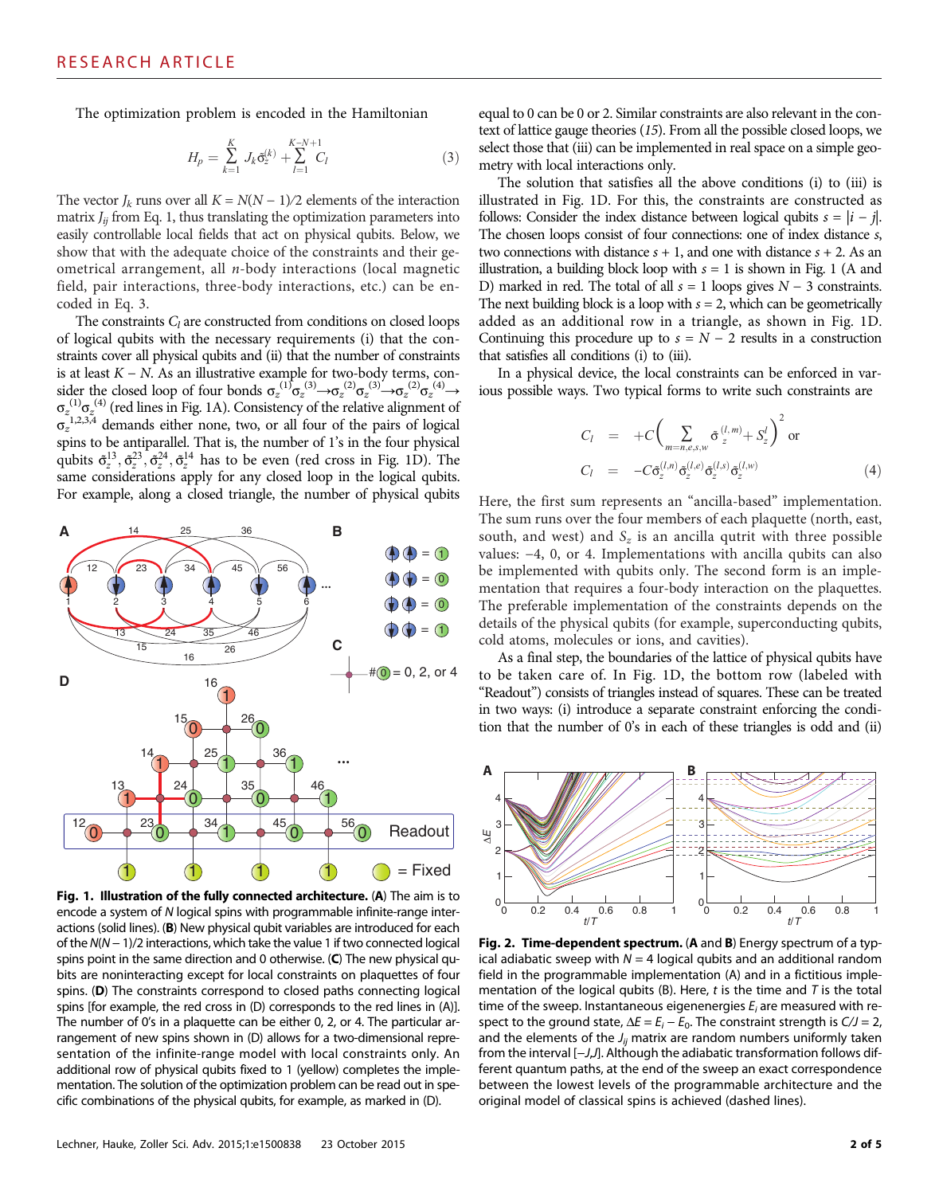The optimization problem is encoded in the Hamiltonian

$$H_p = \sum_{k=1}^{K} J_k \tilde{\sigma}_z^{(k)} + \sum_{l=1}^{K-N+1} C_l \quad (3)$$

The vector $J_k$ runs over all $K = N(N-1)/2$ elements of the interaction matrix $J_{ij}$ from Eq. 1, thus translating the optimization parameters into easily controllable local fields that act on physical qubits. Below, we show that with the adequate choice of the constraints and their geometrical arrangement, all $n$-body interactions (local magnetic field, pair interactions, three-body interactions, etc.) can be encoded in Eq. 3.

The constraints $C_l$ are constructed from conditions on closed loops of logical qubits with the necessary requirements (i) that the constraints cover all physical qubits and (ii) that the number of constraints is at least $K - N$. As an illustrative example for two-body terms, consider the closed loop of four bonds $\sigma_z^{(1)}\sigma_z^{(3)} \rightarrow \sigma_z^{(2)}\sigma_z^{(3)} \rightarrow \sigma_z^{(2)}\sigma_z^{(4)} \rightarrow \sigma_z^{(1)}\sigma_z^{(4)}$ (red lines in Fig. 1A). Consistency of the relative alignment of $\sigma_z^{1,2,3,4}$ demands either none, two, or all four of the pairs of logical spins to be antiparallel. That is, the number of 1's in the four physical qubits $\tilde{\sigma}_z^{13}, \tilde{\sigma}_z^{23}, \tilde{\sigma}_z^{24}, \tilde{\sigma}_z^{14}$ has to be even (red cross in Fig. 1D). The same considerations apply for any closed loop in the logical qubits. For example, along a closed triangle, the number of physical qubits equal to 0 can be 0 or 2. Similar constraints are also relevant in the context of lattice gauge theories (15). From all the possible closed loops, we select those that (iii) can be implemented in real space on a simple geometry with local interactions only.

The solution that satisfies all the above conditions (i) to (iii) is illustrated in Fig. 1D. For this, the constraints are constructed as follows: Consider the index distance between logical qubits $s = |i - j|$. The chosen loops consist of four connections: one of index distance $s$, two connections with distance $s + 1$, and one with distance $s + 2$. As an illustration, a building block loop with $s = 1$ is shown in Fig. 1 (A and D) marked in red. The total of all $s = 1$ loops gives $N - 3$ constraints. The next building block is a loop with $s = 2$, which can be geometrically added as an additional row in a triangle, as shown in Fig. 1D. Continuing this procedure up to $s = N - 2$ results in a construction that satisfies all conditions (i) to (iii).

In a physical device, the local constraints can be enforced in various possible ways. Two typical forms to write such constraints are

$$\begin{aligned} C_l &= +C\left(\sum_{m=n,e,s,w} \tilde{\sigma}_z^{(l,m)} + S_z^l\right)^2 \quad \text{or} \\ C_l &= -C\tilde{\sigma}_z^{(l,n)}\tilde{\sigma}_z^{(l,e)}\tilde{\sigma}_z^{(l,s)}\tilde{\sigma}_z^{(l,w)} \end{aligned} \quad (4)$$

Here, the first sum represents an "ancilla-based" implementation. The sum runs over the four members of each plaquette (north, east, south, and west) and $S_z$ is an ancilla qutrit with three possible values: −4, 0, or 4. Implementations with ancilla qubits can also be implemented with qubits only. The second form is an implementation that requires a four-body interaction on the plaquettes. The preferable implementation of the constraints depends on the details of the physical qubits (for example, superconducting qubits, cold atoms, molecules or ions, and cavities).

As a final step, the boundaries of the lattice of physical qubits have to be taken care of. In Fig. 1D, the bottom row (labeled with "Readout") consists of triangles instead of squares. These can be treated in two ways: (i) introduce a separate constraint enforcing the condition that the number of 0's in each of these triangles is odd and (ii)

**Fig. 1. Illustration of the fully connected architecture.** (**A**) The aim is to encode a system of $N$ logical spins with programmable infinite-range interactions (solid lines). (**B**) New physical qubit variables are introduced for each of the $N(N-1)/2$ interactions, which take the value 1 if two connected logical spins point in the same direction and 0 otherwise. (**C**) The new physical qubits are noninteracting except for local constraints on plaquettes of four spins. (**D**) The constraints correspond to closed paths connecting logical spins [for example, the red cross in (D) corresponds to the red lines in (A)]. The number of 0's in a plaquette can be either 0, 2, or 4. The particular arrangement of new spins shown in (D) allows for a two-dimensional representation of the infinite-range model with local constraints only. An additional row of physical qubits fixed to 1 (yellow) completes the implementation. The solution of the optimization problem can be read out in specific combinations of the physical qubits, for example, as marked in (D).

**Fig. 2. Time-dependent spectrum.** (**A** and **B**) Energy spectrum of a typical adiabatic sweep with $N = 4$ logical qubits and an additional random field in the programmable implementation (A) and in a fictitious implementation of the logical qubits (B). Here, $t$ is the time and $T$ is the total time of the sweep. Instantaneous eigenenergies $E_i$ are measured with respect to the ground state, $\Delta E = E_i - E_0$. The constraint strength is $C/J = 2$, and the elements of the $J_{ij}$ matrix are random numbers uniformly taken from the interval $[-J,J]$. Although the adiabatic transformation follows different quantum paths, at the end of the sweep an exact correspondence between the lowest levels of the programmable architecture and the original model of classical spins is achieved (dashed lines).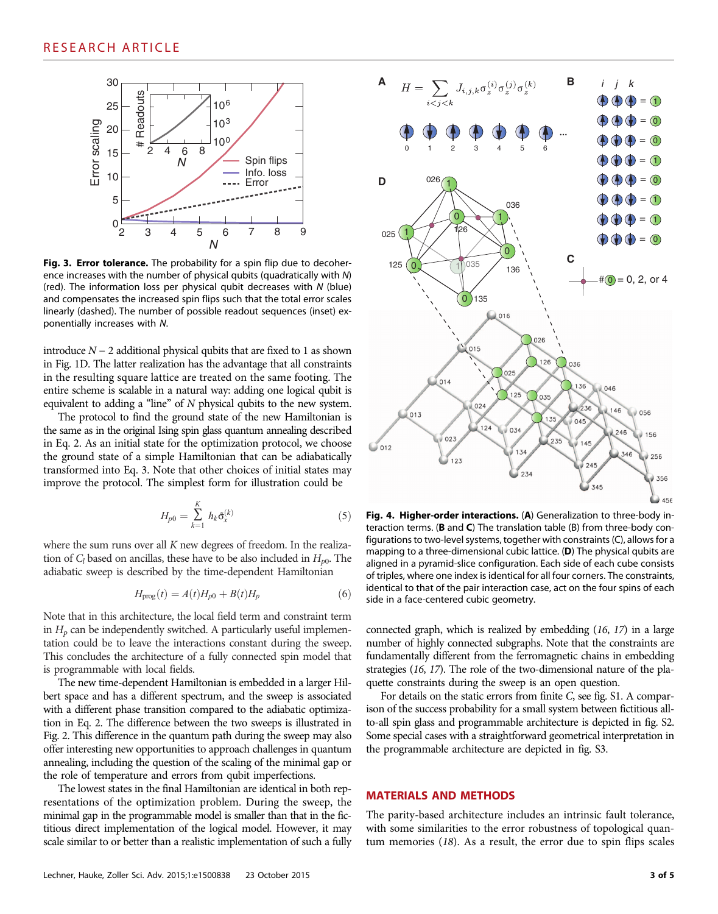**Fig. 3. Error tolerance.** The probability for a spin flip due to decoherence increases with the number of physical qubits (quadratically with $N$) (red). The information loss per physical qubit decreases with $N$ (blue) and compensates the increased spin flips such that the total error scales linearly (dashed). The number of possible readout sequences (inset) exponentially increases with $N$.

introduce $N - 2$ additional physical qubits that are fixed to 1 as shown in Fig. 1D. The latter realization has the advantage that all constraints in the resulting square lattice are treated on the same footing. The entire scheme is scalable in a natural way: adding one logical qubit is equivalent to adding a "line" of $N$ physical qubits to the new system.

The protocol to find the ground state of the new Hamiltonian is the same as in the original Ising spin glass quantum annealing described in Eq. 2. As an initial state for the optimization protocol, we choose the ground state of a simple Hamiltonian that can be adiabatically transformed into Eq. 3. Note that other choices of initial states may improve the protocol. The simplest form for illustration could be

$$H_{p0} = \sum_{k=1}^{K} h_k \tilde{\sigma}_x^{(k)} \tag{5}$$

where the sum runs over all $K$ new degrees of freedom. In the realization of $C_l$ based on ancillas, these have to be also included in $H_{p0}$. The adiabatic sweep is described by the time-dependent Hamiltonian

$$H_{\text{prog}}(t) = A(t)H_{p0} + B(t)H_p \tag{6}$$

Note that in this architecture, the local field term and constraint term in $H_p$ can be independently switched. A particularly useful implementation could be to leave the interactions constant during the sweep. This concludes the architecture of a fully connected spin model that is programmable with local fields.

The new time-dependent Hamiltonian is embedded in a larger Hilbert space and has a different spectrum, and the sweep is associated with a different phase transition compared to the adiabatic optimization in Eq. 2. The difference between the two sweeps is illustrated in Fig. 2. This difference in the quantum path during the sweep may also offer interesting new opportunities to approach challenges in quantum annealing, including the question of the scaling of the minimal gap or the role of temperature and errors from qubit imperfections.

The lowest states in the final Hamiltonian are identical in both representations of the optimization problem. During the sweep, the minimal gap in the programmable model is smaller than that in the fictitious direct implementation of the logical model. However, it may scale similar to or better than a realistic implementation of such a fully connected graph, which is realized by embedding (16, 17) in a large number of highly connected subgraphs. Note that the constraints are fundamentally different from the ferromagnetic chains in embedding strategies (16, 17). The role of the two-dimensional nature of the plaquette constraints during the sweep is an open question.

**Fig. 4. Higher-order interactions.** (**A**) Generalization to three-body interaction terms. (**B** and **C**) The translation table (B) from three-body configurations to two-level systems, together with constraints (C), allows for a mapping to a three-dimensional cubic lattice. (**D**) The physical qubits are aligned in a pyramid-slice configuration. Each side of each cube consists of triples, where one index is identical for all four corners. The constraints, identical to that of the pair interaction case, act on the four spins of each side in a face-centered cubic geometry.

For details on the static errors from finite $C$, see fig. S1. A comparison of the success probability for a small system between fictitious all-to-all spin glass and programmable architecture is depicted in fig. S2. Some special cases with a straightforward geometrical interpretation in the programmable architecture are depicted in fig. S3.

## MATERIALS AND METHODS

The parity-based architecture includes an intrinsic fault tolerance, with some similarities to the error robustness of topological quantum memories (18). As a result, the error due to spin flips scales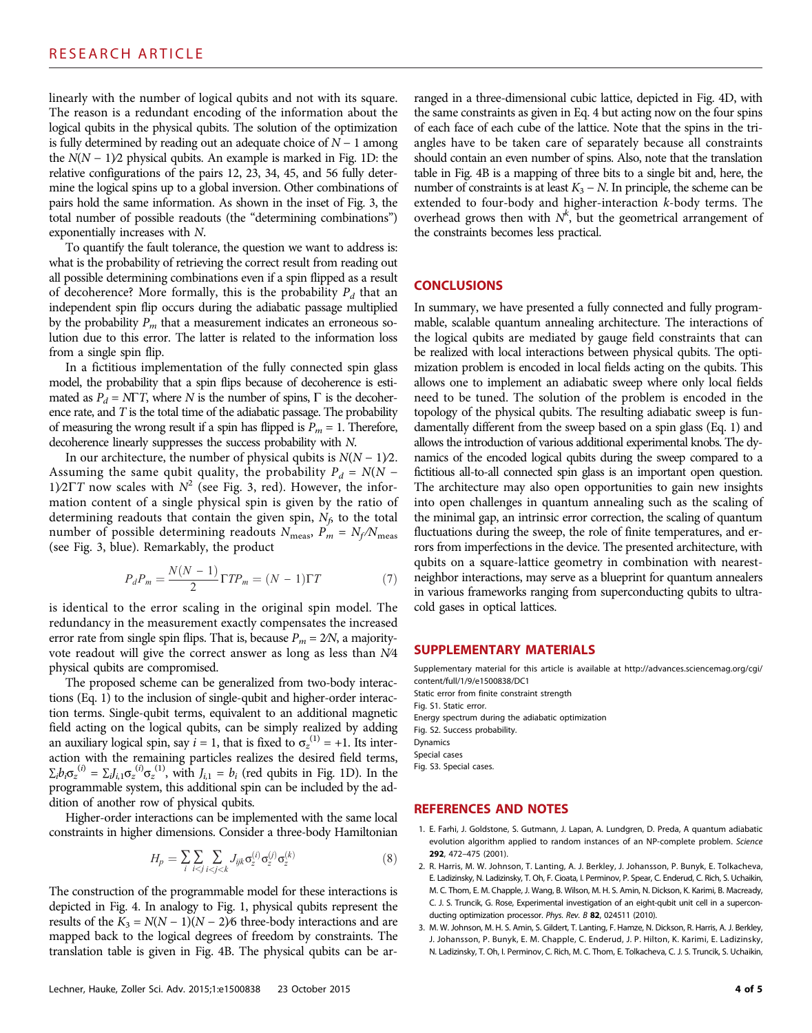linearly with the number of logical qubits and not with its square. The reason is a redundant encoding of the information about the logical qubits in the physical qubits. The solution of the optimization is fully determined by reading out an adequate choice of $N - 1$ among the $N(N - 1)/2$ physical qubits. An example is marked in Fig. 1D: the relative configurations of the pairs 12, 23, 34, 45, and 56 fully determine the logical spins up to a global inversion. Other combinations of pairs hold the same information. As shown in the inset of Fig. 3, the total number of possible readouts (the "determining combinations") exponentially increases with $N$.

To quantify the fault tolerance, the question we want to address is: what is the probability of retrieving the correct result from reading out all possible determining combinations even if a spin flipped as a result of decoherence? More formally, this is the probability $P_d$ that an independent spin flip occurs during the adiabatic passage multiplied by the probability $P_m$ that a measurement indicates an erroneous solution due to this error. The latter is related to the information loss from a single spin flip.

In a fictitious implementation of the fully connected spin glass model, the probability that a spin flips because of decoherence is estimated as $P_d = N\Gamma T$, where $N$ is the number of spins, $\Gamma$ is the decoherence rate, and $T$ is the total time of the adiabatic passage. The probability of measuring the wrong result if a spin has flipped is $P_m = 1$. Therefore, decoherence linearly suppresses the success probability with $N$.

In our architecture, the number of physical qubits is $N(N - 1)/2$. Assuming the same qubit quality, the probability $P_d = N(N - 1)/2\Gamma T$ now scales with $N^2$ (see Fig. 3, red). However, the information content of a single physical spin is given by the ratio of determining readouts that contain the given spin, $N_f$, to the total number of possible determining readouts $N_{\text{meas}}$, $P_m = N_f/N_{\text{meas}}$ (see Fig. 3, blue). Remarkably, the product

$$P_d P_m = \frac{N(N-1)}{2}\Gamma T P_m = (N-1)\Gamma T \tag{7}$$

is identical to the error scaling in the original spin model. The redundancy in the measurement exactly compensates the increased error rate from single spin flips. That is, because $P_m = 2/N$, a majority-vote readout will give the correct answer as long as less than $N/4$ physical qubits are compromised.

The proposed scheme can be generalized from two-body interactions (Eq. 1) to the inclusion of single-qubit and higher-order interaction terms. Single-qubit terms, equivalent to an additional magnetic field acting on the logical qubits, can be simply realized by adding an auxiliary logical spin, say $i = 1$, that is fixed to $\sigma_z^{(1)} = +1$. Its interaction with the remaining particles realizes the desired field terms, $\sum_i b_i \sigma_z^{(i)} = \sum_i J_{i,1}\sigma_z^{(i)}\sigma_z^{(1)}$, with $J_{i,1} = b_i$ (red qubits in Fig. 1D). In the programmable system, this additional spin can be included by the addition of another row of physical qubits.

Higher-order interactions can be implemented with the same local constraints in higher dimensions. Consider a three-body Hamiltonian

$$H_p = \sum_i \sum_{i<j} \sum_{i<j<k} J_{ijk}\sigma_z^{(i)}\sigma_z^{(j)}\sigma_z^{(k)} \tag{8}$$

The construction of the programmable model for these interactions is depicted in Fig. 4. In analogy to Fig. 1, physical qubits represent the results of the $K_3 = N(N - 1)(N - 2)/6$ three-body interactions and are mapped back to the logical degrees of freedom by constraints. The translation table is given in Fig. 4B. The physical qubits can be arranged in a three-dimensional cubic lattice, depicted in Fig. 4D, with the same constraints as given in Eq. 4 but acting now on the four spins of each face of each cube of the lattice. Note that the spins in the triangles have to be taken care of separately because all constraints should contain an even number of spins. Also, note that the translation table in Fig. 4B is a mapping of three bits to a single bit and, here, the number of constraints is at least $K_3 - N$. In principle, the scheme can be extended to four-body and higher-interaction $k$-body terms. The overhead grows then with $N^k$, but the geometrical arrangement of the constraints becomes less practical.

## CONCLUSIONS

In summary, we have presented a fully connected and fully programmable, scalable quantum annealing architecture. The interactions of the logical qubits are mediated by gauge field constraints that can be realized with local interactions between physical qubits. The optimization problem is encoded in local fields acting on the qubits. This allows one to implement an adiabatic sweep where only local fields need to be tuned. The solution of the problem is encoded in the topology of the physical qubits. The resulting adiabatic sweep is fundamentally different from the sweep based on a spin glass (Eq. 1) and allows the introduction of various additional experimental knobs. The dynamics of the encoded logical qubits during the sweep compared to a fictitious all-to-all connected spin glass is an important open question. The architecture may also open opportunities to gain new insights into open challenges in quantum annealing such as the scaling of the minimal gap, an intrinsic error correction, the scaling of quantum fluctuations during the sweep, the role of finite temperatures, and errors from imperfections in the device. The presented architecture, with qubits on a square-lattice geometry in combination with nearest-neighbor interactions, may serve as a blueprint for quantum annealers in various frameworks ranging from superconducting qubits to ultracold gases in optical lattices.

## SUPPLEMENTARY MATERIALS

Supplementary material for this article is available at http://advances.sciencemag.org/cgi/content/full/1/9/e1500838/DC1

Static error from finite constraint strength

Fig. S1. Static error.

Energy spectrum during the adiabatic optimization

Fig. S2. Success probability.

Dynamics

Special cases

Fig. S3. Special cases.

## REFERENCES AND NOTES

1. E. Farhi, J. Goldstone, S. Gutmann, J. Lapan, A. Lundgren, D. Preda, A quantum adiabatic evolution algorithm applied to random instances of an NP-complete problem. *Science* **292**, 472–475 (2001).
2. R. Harris, M. W. Johnson, T. Lanting, A. J. Berkley, J. Johansson, P. Bunyk, E. Tolkacheva, E. Ladizinsky, N. Ladizinsky, T. Oh, F. Cioata, I. Perminov, P. Spear, C. Enderud, C. Rich, S. Uchaikin, M. C. Thom, E. M. Chapple, J. Wang, B. Wilson, M. H. S. Amin, N. Dickson, K. Karimi, B. Macready, C. J. S. Truncik, G. Rose, Experimental investigation of an eight-qubit unit cell in a superconducting optimization processor. *Phys. Rev. B* **82**, 024511 (2010).
3. M. W. Johnson, M. H. S. Amin, S. Gildert, T. Lanting, F. Hamze, N. Dickson, R. Harris, A. J. Berkley, J. Johansson, P. Bunyk, E. M. Chapple, C. Enderud, J. P. Hilton, K. Karimi, E. Ladizinsky, N. Ladizinsky, T. Oh, I. Perminov, C. Rich, M. C. Thom, E. Tolkacheva, C. J. S. Truncik, S. Uchaikin,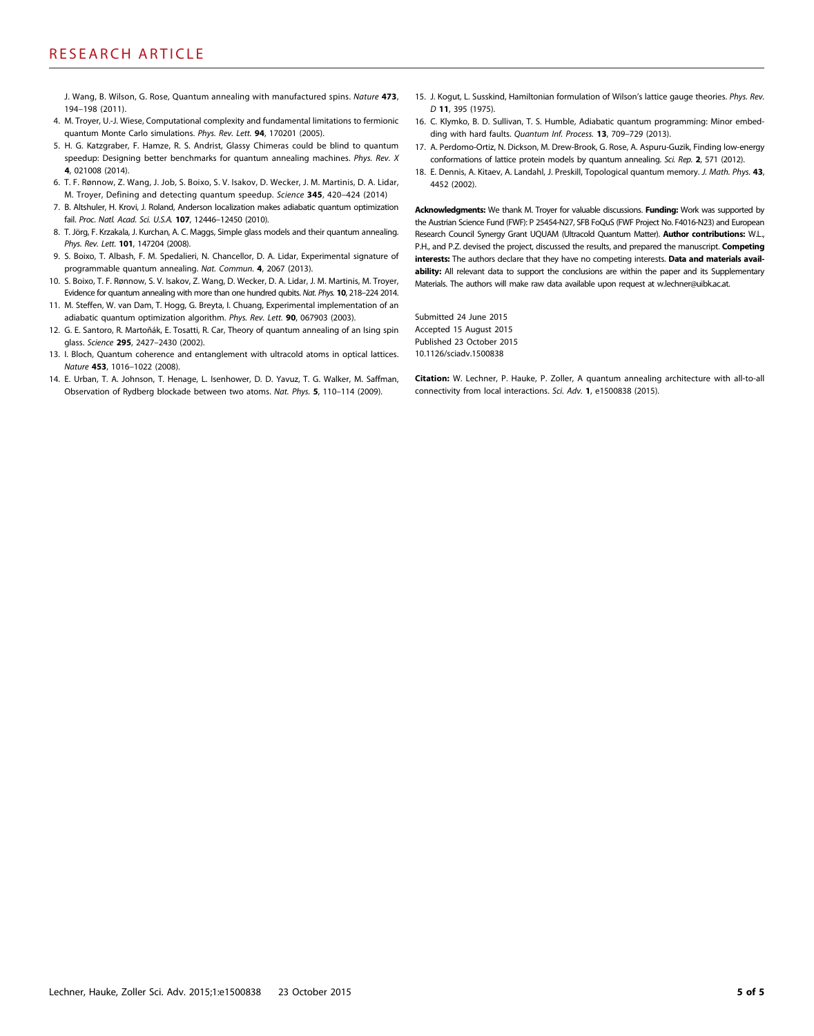J. Wang, B. Wilson, G. Rose, Quantum annealing with manufactured spins. *Nature* **473**, 194–198 (2011).

4. M. Troyer, U.-J. Wiese, Computational complexity and fundamental limitations to fermionic quantum Monte Carlo simulations. *Phys. Rev. Lett.* **94**, 170201 (2005).
5. H. G. Katzgraber, F. Hamze, R. S. Andrist, Glassy Chimeras could be blind to quantum speedup: Designing better benchmarks for quantum annealing machines. *Phys. Rev. X* **4**, 021008 (2014).
6. T. F. Rønnow, Z. Wang, J. Job, S. Boixo, S. V. Isakov, D. Wecker, J. M. Martinis, D. A. Lidar, M. Troyer, Defining and detecting quantum speedup. *Science* **345**, 420–424 (2014)
7. B. Altshuler, H. Krovi, J. Roland, Anderson localization makes adiabatic quantum optimization fail. *Proc. Natl. Acad. Sci. U.S.A.* **107**, 12446–12450 (2010).
8. T. Jörg, F. Krzakala, J. Kurchan, A. C. Maggs, Simple glass models and their quantum annealing. *Phys. Rev. Lett.* **101**, 147204 (2008).
9. S. Boixo, T. Albash, F. M. Spedalieri, N. Chancellor, D. A. Lidar, Experimental signature of programmable quantum annealing. *Nat. Commun.* **4**, 2067 (2013).
10. S. Boixo, T. F. Rønnow, S. V. Isakov, Z. Wang, D. Wecker, D. A. Lidar, J. M. Martinis, M. Troyer, Evidence for quantum annealing with more than one hundred qubits. *Nat. Phys.* **10**, 218–224 2014.
11. M. Steffen, W. van Dam, T. Hogg, G. Breyta, I. Chuang, Experimental implementation of an adiabatic quantum optimization algorithm. *Phys. Rev. Lett.* **90**, 067903 (2003).
12. G. E. Santoro, R. Martoňák, E. Tosatti, R. Car, Theory of quantum annealing of an Ising spin glass. *Science* **295**, 2427–2430 (2002).
13. I. Bloch, Quantum coherence and entanglement with ultracold atoms in optical lattices. *Nature* **453**, 1016–1022 (2008).
14. E. Urban, T. A. Johnson, T. Henage, L. Isenhower, D. D. Yavuz, T. G. Walker, M. Saffman, Observation of Rydberg blockade between two atoms. *Nat. Phys.* **5**, 110–114 (2009).
15. J. Kogut, L. Susskind, Hamiltonian formulation of Wilson's lattice gauge theories. *Phys. Rev. D* **11**, 395 (1975).
16. C. Klymko, B. D. Sullivan, T. S. Humble, Adiabatic quantum programming: Minor embedding with hard faults. *Quantum Inf. Process.* **13**, 709–729 (2013).
17. A. Perdomo-Ortiz, N. Dickson, M. Drew-Brook, G. Rose, A. Aspuru-Guzik, Finding low-energy conformations of lattice protein models by quantum annealing. *Sci. Rep.* **2**, 571 (2012).
18. E. Dennis, A. Kitaev, A. Landahl, J. Preskill, Topological quantum memory. *J. Math. Phys.* **43**, 4452 (2002).

**Acknowledgments:** We thank M. Troyer for valuable discussions. **Funding:** Work was supported by the Austrian Science Fund (FWF): P 25454-N27, SFB FoQuS (FWF Project No. F4016-N23) and European Research Council Synergy Grant UQUAM (Ultracold Quantum Matter). **Author contributions:** W.L., P.H., and P.Z. devised the project, discussed the results, and prepared the manuscript. **Competing interests:** The authors declare that they have no competing interests. **Data and materials availability:** All relevant data to support the conclusions are within the paper and its Supplementary Materials. The authors will make raw data available upon request at w.lechner@uibk.ac.at.

Submitted 24 June 2015
Accepted 15 August 2015
Published 23 October 2015
10.1126/sciadv.1500838

**Citation:** W. Lechner, P. Hauke, P. Zoller, A quantum annealing architecture with all-to-all connectivity from local interactions. *Sci. Adv.* **1**, e1500838 (2015).